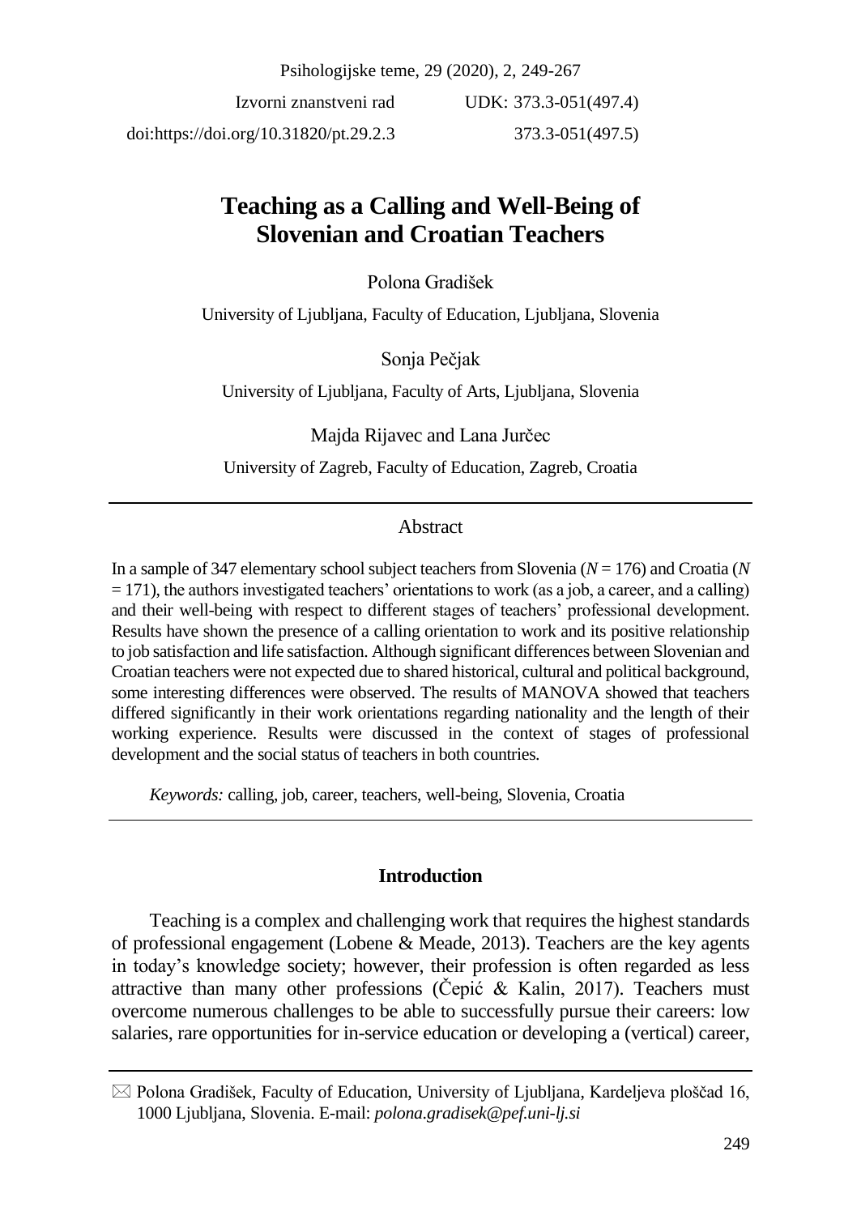Izvorni znanstveni rad

doi:https://doi.org/10.31820/pt.29.2.3

UDK: 373.3-051(497.4)
373.3-051(497.5)

# Teaching as a Calling and Well-Being of Slovenian and Croatian Teachers

Polona Gradišek

University of Ljubljana, Faculty of Education, Ljubljana, Slovenia

Sonja Pečjak

University of Ljubljana, Faculty of Arts, Ljubljana, Slovenia

Majda Rijavec and Lana Jurčec

University of Zagreb, Faculty of Education, Zagreb, Croatia

## Abstract

In a sample of 347 elementary school subject teachers from Slovenia ($N = 176$) and Croatia ($N = 171$), the authors investigated teachers' orientations to work (as a job, a career, and a calling) and their well-being with respect to different stages of teachers' professional development. Results have shown the presence of a calling orientation to work and its positive relationship to job satisfaction and life satisfaction. Although significant differences between Slovenian and Croatian teachers were not expected due to shared historical, cultural and political background, some interesting differences were observed. The results of MANOVA showed that teachers differed significantly in their work orientations regarding nationality and the length of their working experience. Results were discussed in the context of stages of professional development and the social status of teachers in both countries.

*Keywords:* calling, job, career, teachers, well-being, Slovenia, Croatia

## Introduction

Teaching is a complex and challenging work that requires the highest standards of professional engagement (Lobene & Meade, 2013). Teachers are the key agents in today's knowledge society; however, their profession is often regarded as less attractive than many other professions (Čepić & Kalin, 2017). Teachers must overcome numerous challenges to be able to successfully pursue their careers: low salaries, rare opportunities for in-service education or developing a (vertical) career,

---

✉ Polona Gradišek, Faculty of Education, University of Ljubljana, Kardeljeva ploščad 16, 1000 Ljubljana, Slovenia. E-mail: *polona.gradisek@pef.uni-lj.si*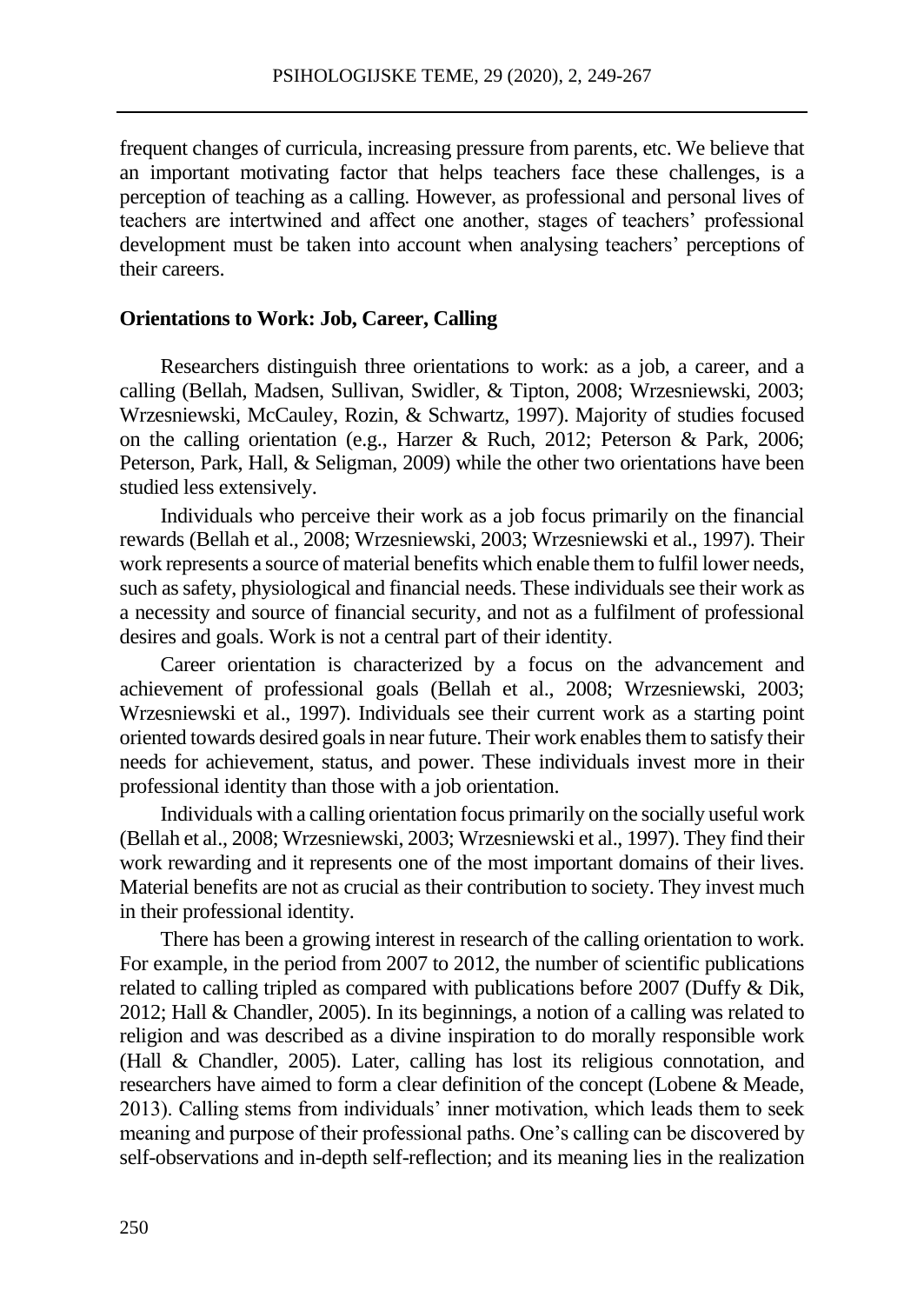frequent changes of curricula, increasing pressure from parents, etc. We believe that an important motivating factor that helps teachers face these challenges, is a perception of teaching as a calling. However, as professional and personal lives of teachers are intertwined and affect one another, stages of teachers' professional development must be taken into account when analysing teachers' perceptions of their careers.

## Orientations to Work: Job, Career, Calling

Researchers distinguish three orientations to work: as a job, a career, and a calling (Bellah, Madsen, Sullivan, Swidler, & Tipton, 2008; Wrzesniewski, 2003; Wrzesniewski, McCauley, Rozin, & Schwartz, 1997). Majority of studies focused on the calling orientation (e.g., Harzer & Ruch, 2012; Peterson & Park, 2006; Peterson, Park, Hall, & Seligman, 2009) while the other two orientations have been studied less extensively.

Individuals who perceive their work as a job focus primarily on the financial rewards (Bellah et al., 2008; Wrzesniewski, 2003; Wrzesniewski et al., 1997). Their work represents a source of material benefits which enable them to fulfil lower needs, such as safety, physiological and financial needs. These individuals see their work as a necessity and source of financial security, and not as a fulfilment of professional desires and goals. Work is not a central part of their identity.

Career orientation is characterized by a focus on the advancement and achievement of professional goals (Bellah et al., 2008; Wrzesniewski, 2003; Wrzesniewski et al., 1997). Individuals see their current work as a starting point oriented towards desired goals in near future. Their work enables them to satisfy their needs for achievement, status, and power. These individuals invest more in their professional identity than those with a job orientation.

Individuals with a calling orientation focus primarily on the socially useful work (Bellah et al., 2008; Wrzesniewski, 2003; Wrzesniewski et al., 1997). They find their work rewarding and it represents one of the most important domains of their lives. Material benefits are not as crucial as their contribution to society. They invest much in their professional identity.

There has been a growing interest in research of the calling orientation to work. For example, in the period from 2007 to 2012, the number of scientific publications related to calling tripled as compared with publications before 2007 (Duffy & Dik, 2012; Hall & Chandler, 2005). In its beginnings, a notion of a calling was related to religion and was described as a divine inspiration to do morally responsible work (Hall & Chandler, 2005). Later, calling has lost its religious connotation, and researchers have aimed to form a clear definition of the concept (Lobene & Meade, 2013). Calling stems from individuals' inner motivation, which leads them to seek meaning and purpose of their professional paths. One's calling can be discovered by self-observations and in-depth self-reflection; and its meaning lies in the realization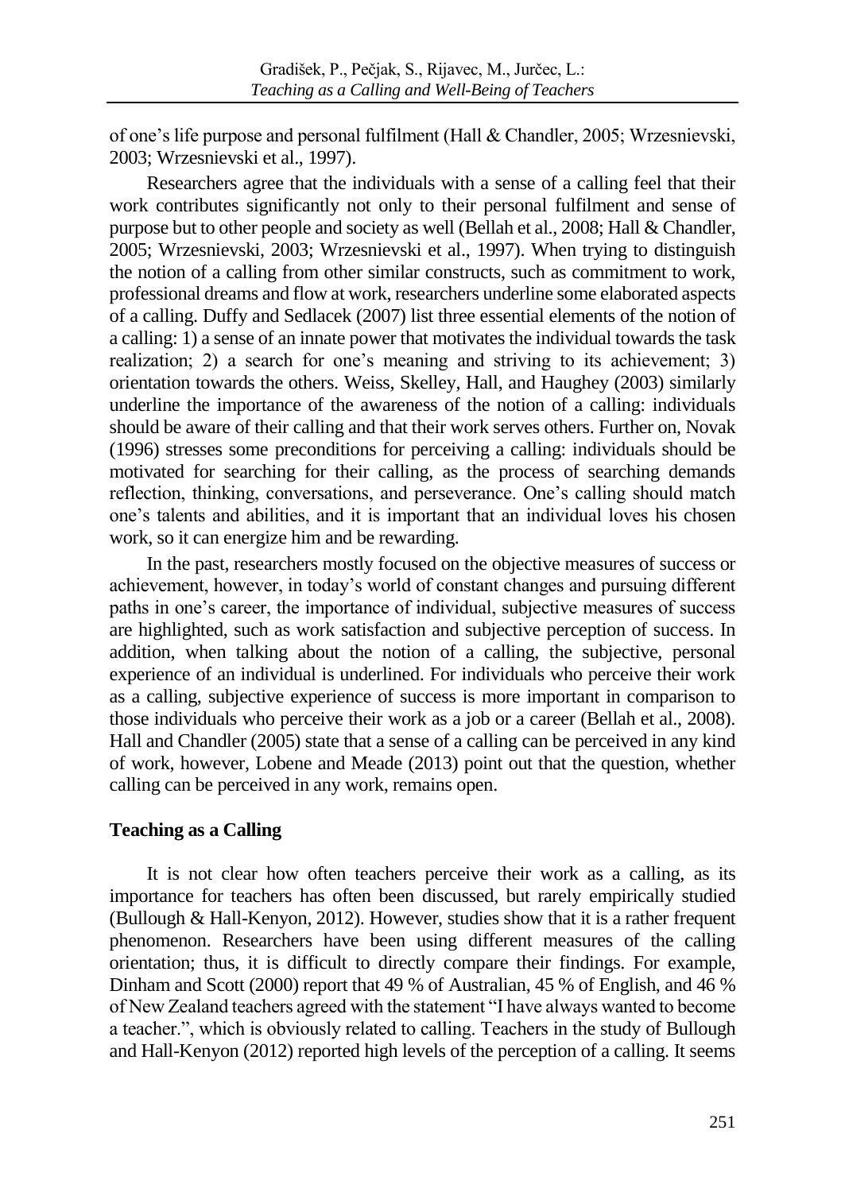of one's life purpose and personal fulfilment (Hall & Chandler, 2005; Wrzesnievski, 2003; Wrzesnievski et al., 1997).

Researchers agree that the individuals with a sense of a calling feel that their work contributes significantly not only to their personal fulfilment and sense of purpose but to other people and society as well (Bellah et al., 2008; Hall & Chandler, 2005; Wrzesnievski, 2003; Wrzesnievski et al., 1997). When trying to distinguish the notion of a calling from other similar constructs, such as commitment to work, professional dreams and flow at work, researchers underline some elaborated aspects of a calling. Duffy and Sedlacek (2007) list three essential elements of the notion of a calling: 1) a sense of an innate power that motivates the individual towards the task realization; 2) a search for one's meaning and striving to its achievement; 3) orientation towards the others. Weiss, Skelley, Hall, and Haughey (2003) similarly underline the importance of the awareness of the notion of a calling: individuals should be aware of their calling and that their work serves others. Further on, Novak (1996) stresses some preconditions for perceiving a calling: individuals should be motivated for searching for their calling, as the process of searching demands reflection, thinking, conversations, and perseverance. One's calling should match one's talents and abilities, and it is important that an individual loves his chosen work, so it can energize him and be rewarding.

In the past, researchers mostly focused on the objective measures of success or achievement, however, in today's world of constant changes and pursuing different paths in one's career, the importance of individual, subjective measures of success are highlighted, such as work satisfaction and subjective perception of success. In addition, when talking about the notion of a calling, the subjective, personal experience of an individual is underlined. For individuals who perceive their work as a calling, subjective experience of success is more important in comparison to those individuals who perceive their work as a job or a career (Bellah et al., 2008). Hall and Chandler (2005) state that a sense of a calling can be perceived in any kind of work, however, Lobene and Meade (2013) point out that the question, whether calling can be perceived in any work, remains open.

## Teaching as a Calling

It is not clear how often teachers perceive their work as a calling, as its importance for teachers has often been discussed, but rarely empirically studied (Bullough & Hall-Kenyon, 2012). However, studies show that it is a rather frequent phenomenon. Researchers have been using different measures of the calling orientation; thus, it is difficult to directly compare their findings. For example, Dinham and Scott (2000) report that 49 % of Australian, 45 % of English, and 46 % of New Zealand teachers agreed with the statement "I have always wanted to become a teacher.", which is obviously related to calling. Teachers in the study of Bullough and Hall-Kenyon (2012) reported high levels of the perception of a calling. It seems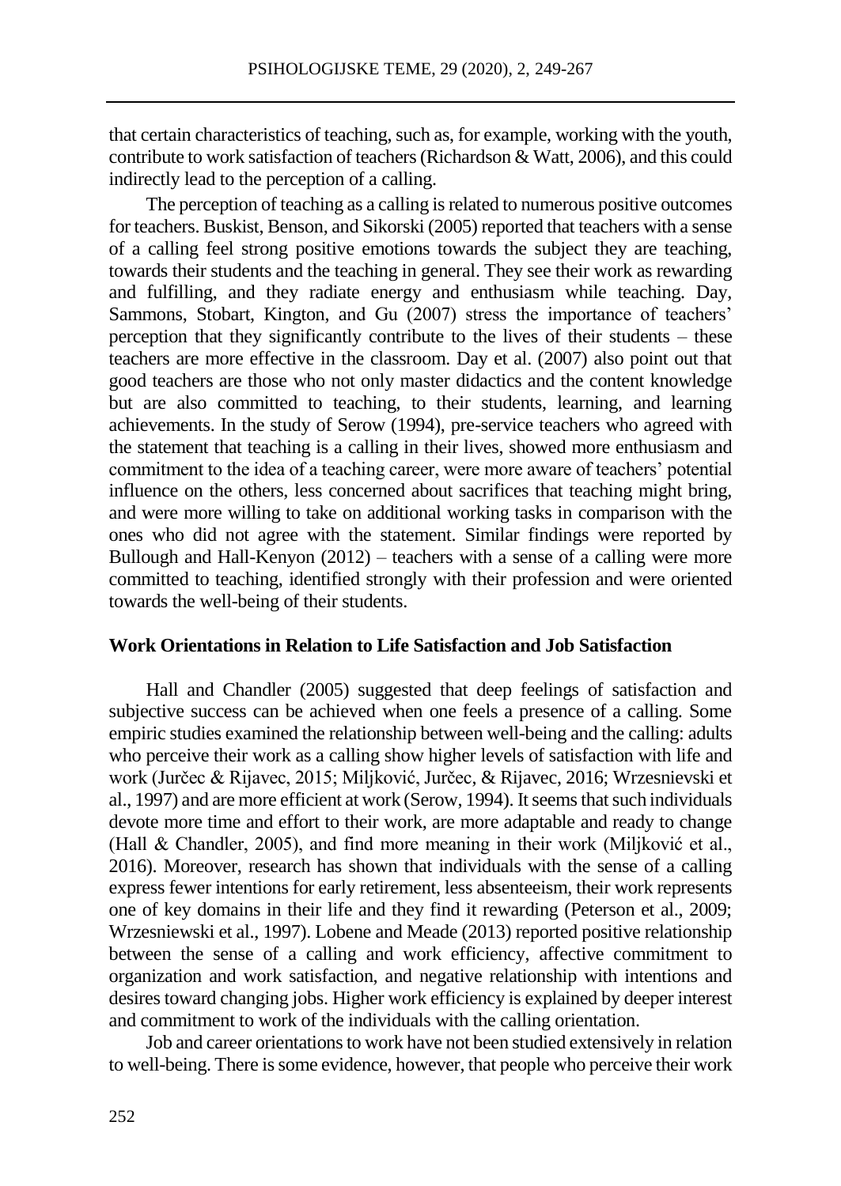that certain characteristics of teaching, such as, for example, working with the youth, contribute to work satisfaction of teachers (Richardson & Watt, 2006), and this could indirectly lead to the perception of a calling.

The perception of teaching as a calling is related to numerous positive outcomes for teachers. Buskist, Benson, and Sikorski (2005) reported that teachers with a sense of a calling feel strong positive emotions towards the subject they are teaching, towards their students and the teaching in general. They see their work as rewarding and fulfilling, and they radiate energy and enthusiasm while teaching. Day, Sammons, Stobart, Kington, and Gu (2007) stress the importance of teachers' perception that they significantly contribute to the lives of their students – these teachers are more effective in the classroom. Day et al. (2007) also point out that good teachers are those who not only master didactics and the content knowledge but are also committed to teaching, to their students, learning, and learning achievements. In the study of Serow (1994), pre-service teachers who agreed with the statement that teaching is a calling in their lives, showed more enthusiasm and commitment to the idea of a teaching career, were more aware of teachers' potential influence on the others, less concerned about sacrifices that teaching might bring, and were more willing to take on additional working tasks in comparison with the ones who did not agree with the statement. Similar findings were reported by Bullough and Hall-Kenyon (2012) – teachers with a sense of a calling were more committed to teaching, identified strongly with their profession and were oriented towards the well-being of their students.

## Work Orientations in Relation to Life Satisfaction and Job Satisfaction

Hall and Chandler (2005) suggested that deep feelings of satisfaction and subjective success can be achieved when one feels a presence of a calling. Some empiric studies examined the relationship between well-being and the calling: adults who perceive their work as a calling show higher levels of satisfaction with life and work (Jurčec & Rijavec, 2015; Miljković, Jurčec, & Rijavec, 2016; Wrzesnievski et al., 1997) and are more efficient at work (Serow, 1994). It seems that such individuals devote more time and effort to their work, are more adaptable and ready to change (Hall & Chandler, 2005), and find more meaning in their work (Miljković et al., 2016). Moreover, research has shown that individuals with the sense of a calling express fewer intentions for early retirement, less absenteeism, their work represents one of key domains in their life and they find it rewarding (Peterson et al., 2009; Wrzesniewski et al., 1997). Lobene and Meade (2013) reported positive relationship between the sense of a calling and work efficiency, affective commitment to organization and work satisfaction, and negative relationship with intentions and desires toward changing jobs. Higher work efficiency is explained by deeper interest and commitment to work of the individuals with the calling orientation.

Job and career orientations to work have not been studied extensively in relation to well-being. There is some evidence, however, that people who perceive their work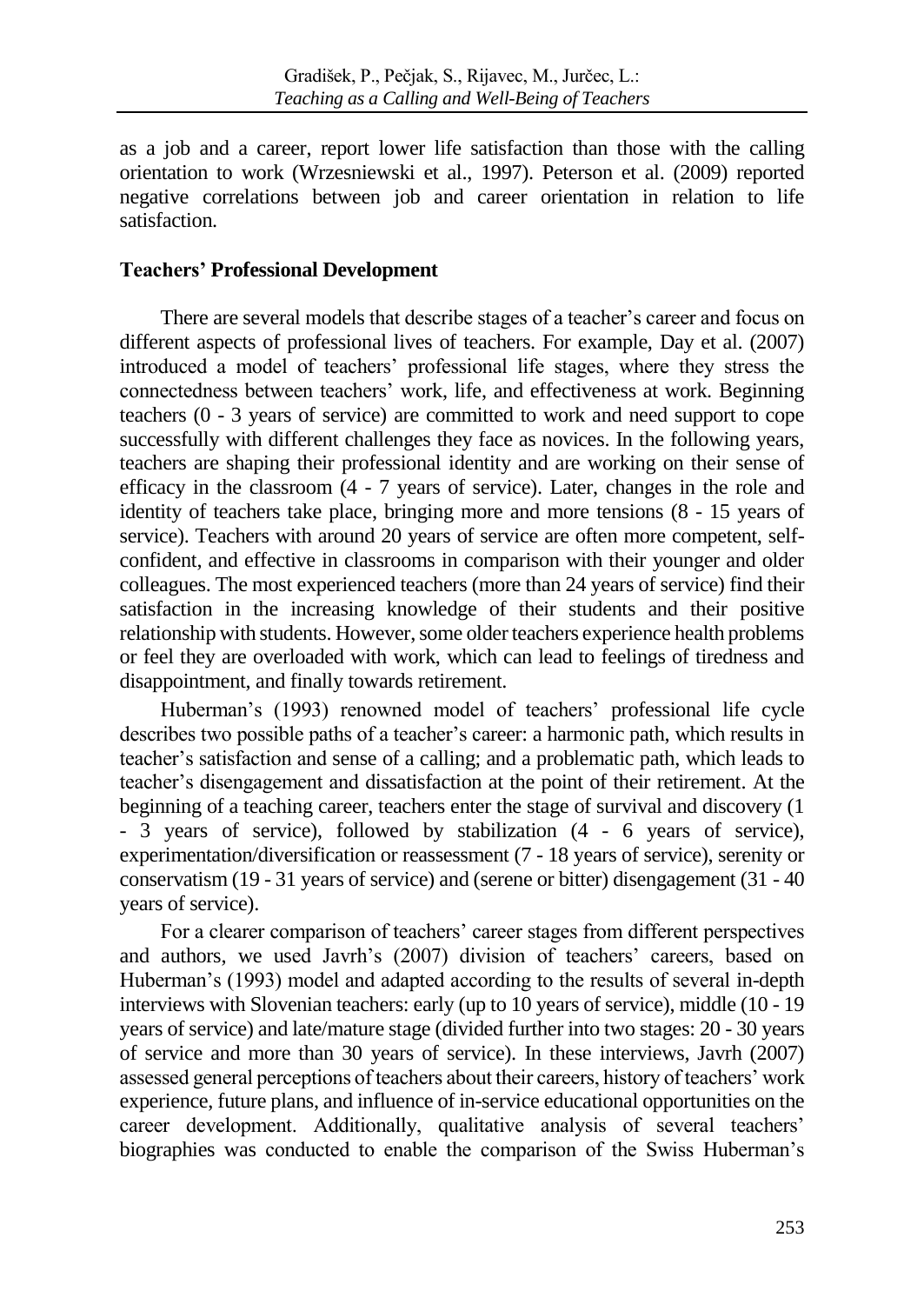as a job and a career, report lower life satisfaction than those with the calling orientation to work (Wrzesniewski et al., 1997). Peterson et al. (2009) reported negative correlations between job and career orientation in relation to life satisfaction.

## Teachers' Professional Development

There are several models that describe stages of a teacher's career and focus on different aspects of professional lives of teachers. For example, Day et al. (2007) introduced a model of teachers' professional life stages, where they stress the connectedness between teachers' work, life, and effectiveness at work. Beginning teachers (0 - 3 years of service) are committed to work and need support to cope successfully with different challenges they face as novices. In the following years, teachers are shaping their professional identity and are working on their sense of efficacy in the classroom (4 - 7 years of service). Later, changes in the role and identity of teachers take place, bringing more and more tensions (8 - 15 years of service). Teachers with around 20 years of service are often more competent, self-confident, and effective in classrooms in comparison with their younger and older colleagues. The most experienced teachers (more than 24 years of service) find their satisfaction in the increasing knowledge of their students and their positive relationship with students. However, some older teachers experience health problems or feel they are overloaded with work, which can lead to feelings of tiredness and disappointment, and finally towards retirement.

Huberman's (1993) renowned model of teachers' professional life cycle describes two possible paths of a teacher's career: a harmonic path, which results in teacher's satisfaction and sense of a calling; and a problematic path, which leads to teacher's disengagement and dissatisfaction at the point of their retirement. At the beginning of a teaching career, teachers enter the stage of survival and discovery (1 - 3 years of service), followed by stabilization (4 - 6 years of service), experimentation/diversification or reassessment (7 - 18 years of service), serenity or conservatism (19 - 31 years of service) and (serene or bitter) disengagement (31 - 40 years of service).

For a clearer comparison of teachers' career stages from different perspectives and authors, we used Javrh's (2007) division of teachers' careers, based on Huberman's (1993) model and adapted according to the results of several in-depth interviews with Slovenian teachers: early (up to 10 years of service), middle (10 - 19 years of service) and late/mature stage (divided further into two stages: 20 - 30 years of service and more than 30 years of service). In these interviews, Javrh (2007) assessed general perceptions of teachers about their careers, history of teachers' work experience, future plans, and influence of in-service educational opportunities on the career development. Additionally, qualitative analysis of several teachers' biographies was conducted to enable the comparison of the Swiss Huberman's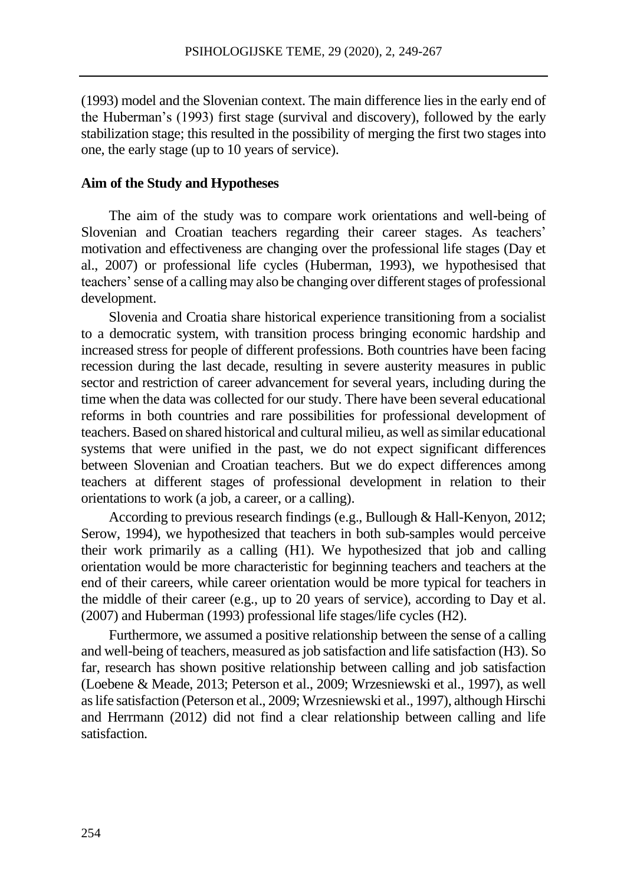(1993) model and the Slovenian context. The main difference lies in the early end of the Huberman's (1993) first stage (survival and discovery), followed by the early stabilization stage; this resulted in the possibility of merging the first two stages into one, the early stage (up to 10 years of service).

## Aim of the Study and Hypotheses

The aim of the study was to compare work orientations and well-being of Slovenian and Croatian teachers regarding their career stages. As teachers' motivation and effectiveness are changing over the professional life stages (Day et al., 2007) or professional life cycles (Huberman, 1993), we hypothesised that teachers' sense of a calling may also be changing over different stages of professional development.

Slovenia and Croatia share historical experience transitioning from a socialist to a democratic system, with transition process bringing economic hardship and increased stress for people of different professions. Both countries have been facing recession during the last decade, resulting in severe austerity measures in public sector and restriction of career advancement for several years, including during the time when the data was collected for our study. There have been several educational reforms in both countries and rare possibilities for professional development of teachers. Based on shared historical and cultural milieu, as well as similar educational systems that were unified in the past, we do not expect significant differences between Slovenian and Croatian teachers. But we do expect differences among teachers at different stages of professional development in relation to their orientations to work (a job, a career, or a calling).

According to previous research findings (e.g., Bullough & Hall-Kenyon, 2012; Serow, 1994), we hypothesized that teachers in both sub-samples would perceive their work primarily as a calling (H1). We hypothesized that job and calling orientation would be more characteristic for beginning teachers and teachers at the end of their careers, while career orientation would be more typical for teachers in the middle of their career (e.g., up to 20 years of service), according to Day et al. (2007) and Huberman (1993) professional life stages/life cycles (H2).

Furthermore, we assumed a positive relationship between the sense of a calling and well-being of teachers, measured as job satisfaction and life satisfaction (H3). So far, research has shown positive relationship between calling and job satisfaction (Loebene & Meade, 2013; Peterson et al., 2009; Wrzesniewski et al., 1997), as well as life satisfaction (Peterson et al., 2009; Wrzesniewski et al., 1997), although Hirschi and Herrmann (2012) did not find a clear relationship between calling and life satisfaction.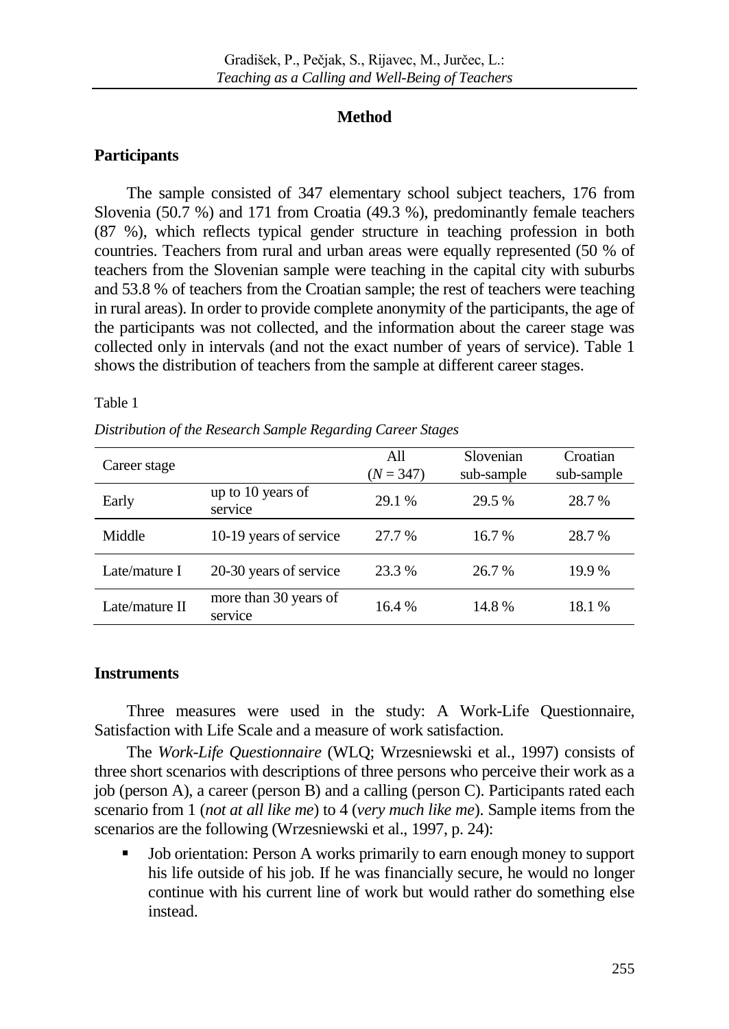## Method

### Participants

The sample consisted of 347 elementary school subject teachers, 176 from Slovenia (50.7 %) and 171 from Croatia (49.3 %), predominantly female teachers (87 %), which reflects typical gender structure in teaching profession in both countries. Teachers from rural and urban areas were equally represented (50 % of teachers from the Slovenian sample were teaching in the capital city with suburbs and 53.8 % of teachers from the Croatian sample; the rest of teachers were teaching in rural areas). In order to provide complete anonymity of the participants, the age of the participants was not collected, and the information about the career stage was collected only in intervals (and not the exact number of years of service). Table 1 shows the distribution of teachers from the sample at different career stages.

Table 1

*Distribution of the Research Sample Regarding Career Stages*

| Career stage | | All ($N$ = 347) | Slovenian sub-sample | Croatian sub-sample |
|---|---|---|---|---|
| Early | up to 10 years of service | 29.1 % | 29.5 % | 28.7 % |
| Middle | 10-19 years of service | 27.7 % | 16.7 % | 28.7 % |
| Late/mature I | 20-30 years of service | 23.3 % | 26.7 % | 19.9 % |
| Late/mature II | more than 30 years of service | 16.4 % | 14.8 % | 18.1 % |

### Instruments

Three measures were used in the study: A Work-Life Questionnaire, Satisfaction with Life Scale and a measure of work satisfaction.

The *Work-Life Questionnaire* (WLQ; Wrzesniewski et al., 1997) consists of three short scenarios with descriptions of three persons who perceive their work as a job (person A), a career (person B) and a calling (person C). Participants rated each scenario from 1 (*not at all like me*) to 4 (*very much like me*). Sample items from the scenarios are the following (Wrzesniewski et al., 1997, p. 24):

- Job orientation: Person A works primarily to earn enough money to support his life outside of his job. If he was financially secure, he would no longer continue with his current line of work but would rather do something else instead.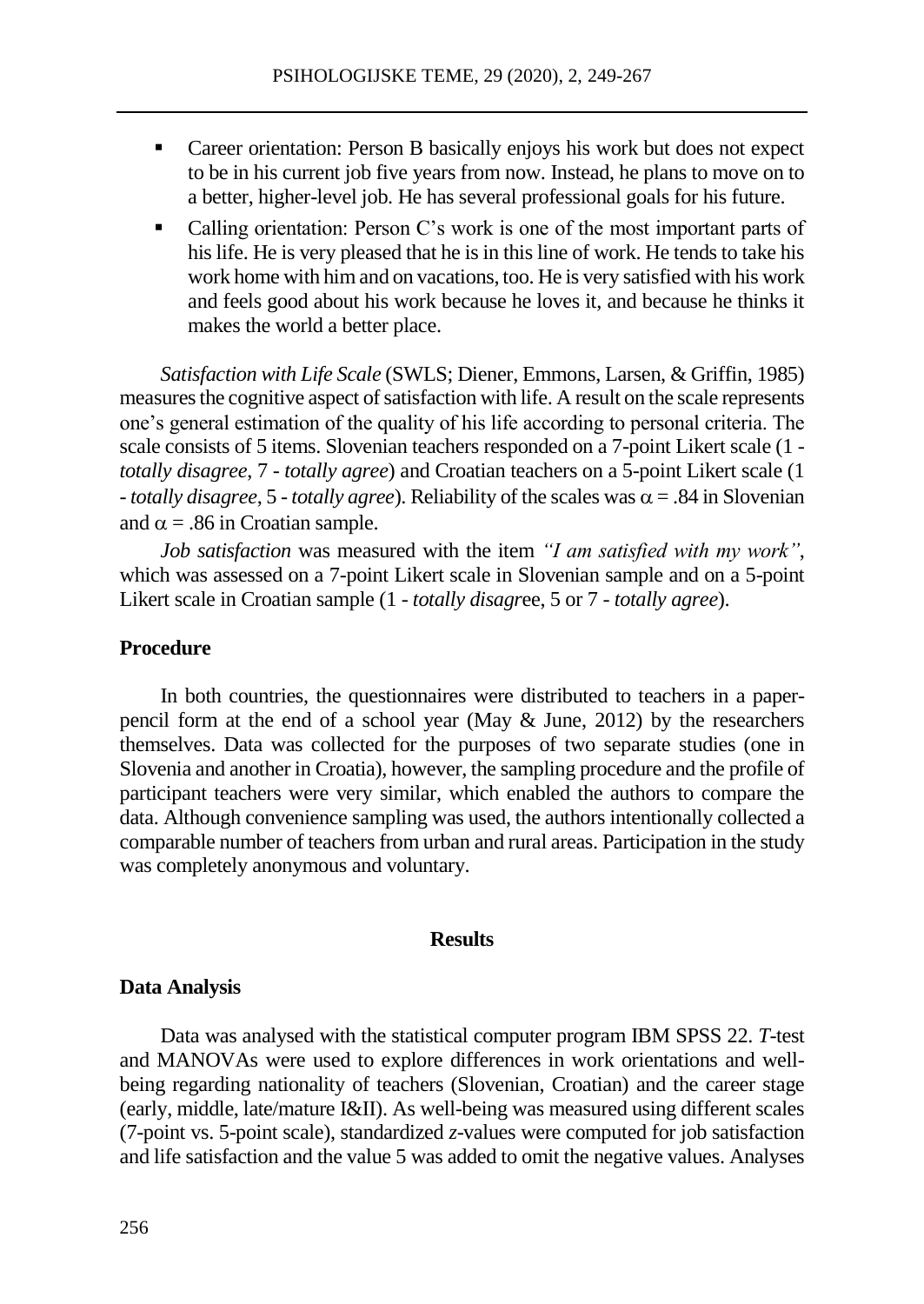- Career orientation: Person B basically enjoys his work but does not expect to be in his current job five years from now. Instead, he plans to move on to a better, higher-level job. He has several professional goals for his future.
- Calling orientation: Person C's work is one of the most important parts of his life. He is very pleased that he is in this line of work. He tends to take his work home with him and on vacations, too. He is very satisfied with his work and feels good about his work because he loves it, and because he thinks it makes the world a better place.

*Satisfaction with Life Scale* (SWLS; Diener, Emmons, Larsen, & Griffin, 1985) measures the cognitive aspect of satisfaction with life. A result on the scale represents one's general estimation of the quality of his life according to personal criteria. The scale consists of 5 items. Slovenian teachers responded on a 7-point Likert scale (1 - *totally disagree*, 7 - *totally agree*) and Croatian teachers on a 5-point Likert scale (1 - *totally disagree*, 5 - *totally agree*). Reliability of the scales was $\alpha = .84$ in Slovenian and $\alpha = .86$ in Croatian sample.

*Job satisfaction* was measured with the item *"I am satisfied with my work"*, which was assessed on a 7-point Likert scale in Slovenian sample and on a 5-point Likert scale in Croatian sample (1 - *totally disagree*, 5 or 7 - *totally agree*).

## Procedure

In both countries, the questionnaires were distributed to teachers in a paper-pencil form at the end of a school year (May & June, 2012) by the researchers themselves. Data was collected for the purposes of two separate studies (one in Slovenia and another in Croatia), however, the sampling procedure and the profile of participant teachers were very similar, which enabled the authors to compare the data. Although convenience sampling was used, the authors intentionally collected a comparable number of teachers from urban and rural areas. Participation in the study was completely anonymous and voluntary.

# Results

## Data Analysis

Data was analysed with the statistical computer program IBM SPSS 22. *T*-test and MANOVAs were used to explore differences in work orientations and well-being regarding nationality of teachers (Slovenian, Croatian) and the career stage (early, middle, late/mature I&II). As well-being was measured using different scales (7-point vs. 5-point scale), standardized $z$-values were computed for job satisfaction and life satisfaction and the value 5 was added to omit the negative values. Analyses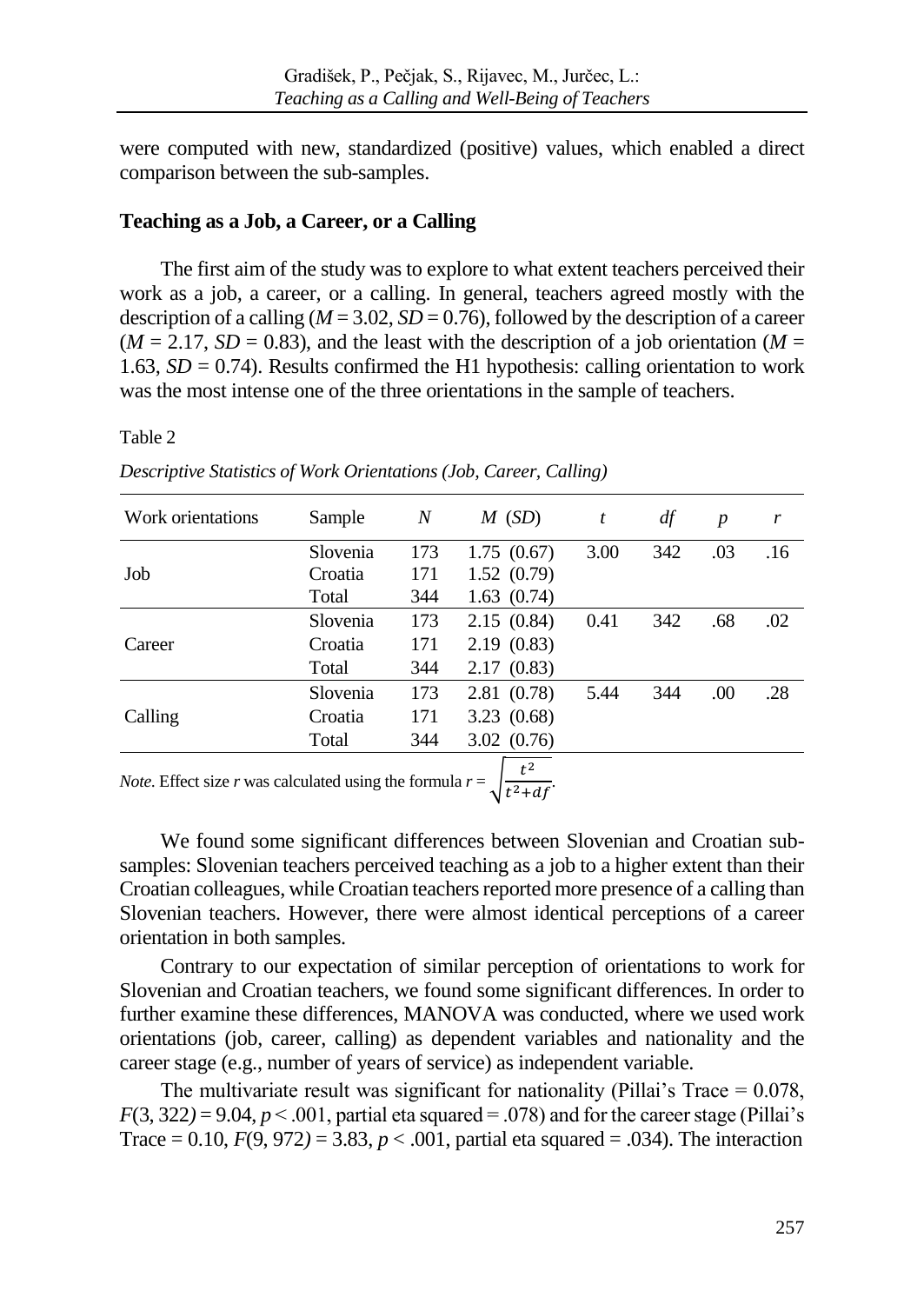were computed with new, standardized (positive) values, which enabled a direct comparison between the sub-samples.

### Teaching as a Job, a Career, or a Calling

The first aim of the study was to explore to what extent teachers perceived their work as a job, a career, or a calling. In general, teachers agreed mostly with the description of a calling ($M = 3.02$, $SD = 0.76$), followed by the description of a career ($M = 2.17$, $SD = 0.83$), and the least with the description of a job orientation ($M = 1.63$, $SD = 0.74$). Results confirmed the H1 hypothesis: calling orientation to work was the most intense one of the three orientations in the sample of teachers.

Table 2

*Descriptive Statistics of Work Orientations (Job, Career, Calling)*

| Work orientations | Sample | *N* | *M* (*SD*) | *t* | *df* | *p* | *r* |
|---|---|---|---|---|---|---|---|
| Job | Slovenia | 173 | 1.75 (0.67) | 3.00 | 342 | .03 | .16 |
| | Croatia | 171 | 1.52 (0.79) | | | | |
| | Total | 344 | 1.63 (0.74) | | | | |
| Career | Slovenia | 173 | 2.15 (0.84) | 0.41 | 342 | .68 | .02 |
| | Croatia | 171 | 2.19 (0.83) | | | | |
| | Total | 344 | 2.17 (0.83) | | | | |
| Calling | Slovenia | 173 | 2.81 (0.78) | 5.44 | 344 | .00 | .28 |
| | Croatia | 171 | 3.23 (0.68) | | | | |
| | Total | 344 | 3.02 (0.76) | | | | |

*Note.* Effect size *r* was calculated using the formula $r = \sqrt{\frac{t^2}{t^2+df}}$.

We found some significant differences between Slovenian and Croatian sub-samples: Slovenian teachers perceived teaching as a job to a higher extent than their Croatian colleagues, while Croatian teachers reported more presence of a calling than Slovenian teachers. However, there were almost identical perceptions of a career orientation in both samples.

Contrary to our expectation of similar perception of orientations to work for Slovenian and Croatian teachers, we found some significant differences. In order to further examine these differences, MANOVA was conducted, where we used work orientations (job, career, calling) as dependent variables and nationality and the career stage (e.g., number of years of service) as independent variable.

The multivariate result was significant for nationality (Pillai's Trace = 0.078, $F(3, 322) = 9.04$, $p < .001$, partial eta squared = .078) and for the career stage (Pillai's Trace = 0.10, $F(9, 972) = 3.83$, $p < .001$, partial eta squared = .034). The interaction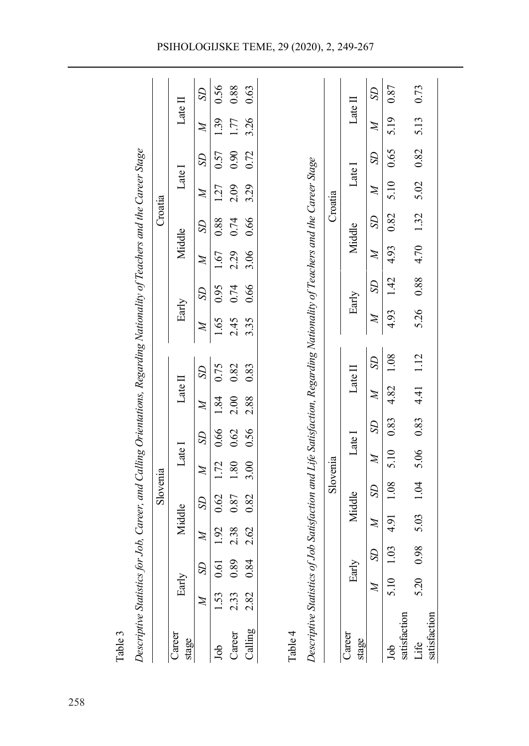Table 3

*Descriptive Statistics for Job, Career, and Calling Orientations, Regarding Nationality of Teachers and the Career Stage*

| Career stage | Slovenia | | | | | | | | Croatia | | | | | | | |
|---|---|---|---|---|---|---|---|---|---|---|---|---|---|---|---|---|
| | Early | | Middle | | Late I | | Late II | | Early | | Middle | | Late I | | Late II | |
| | *M* | *SD* | *M* | *SD* | *M* | *SD* | *M* | *SD* | *M* | *SD* | *M* | *SD* | *M* | *SD* | *M* | *SD* |
| Job | 1.53 | 0.61 | 1.92 | 0.62 | 1.72 | 0.66 | 1.84 | 0.75 | 1.65 | 0.95 | 1.67 | 0.88 | 1.27 | 0.57 | 1.39 | 0.56 |
| Career | 2.33 | 0.89 | 2.38 | 0.87 | 1.80 | 0.62 | 2.00 | 0.82 | 2.45 | 0.74 | 2.29 | 0.74 | 2.09 | 0.90 | 1.77 | 0.88 |
| Calling | 2.82 | 0.84 | 2.62 | 0.82 | 3.00 | 0.56 | 2.88 | 0.83 | 3.35 | 0.66 | 3.06 | 0.66 | 3.29 | 0.72 | 3.26 | 0.63 |

Table 4

*Descriptive Statistics of Job Satisfaction and Life Satisfaction, Regarding Nationality of Teachers and the Career Stage*

| Career stage | Slovenia | | | | | | | | Croatia | | | | | | | |
|---|---|---|---|---|---|---|---|---|---|---|---|---|---|---|---|---|
| | Early | | Middle | | Late I | | Late II | | Early | | Middle | | Late I | | Late II | |
| | *M* | *SD* | *M* | *SD* | *M* | *SD* | *M* | *SD* | *M* | *SD* | *M* | *SD* | *M* | *SD* | *M* | *SD* |
| Job satisfaction | 5.10 | 1.03 | 4.91 | 1.08 | 5.10 | 0.83 | 4.82 | 1.08 | 4.93 | 1.42 | 4.93 | 0.82 | 5.10 | 0.65 | 5.19 | 0.87 |
| Life satisfaction | 5.20 | 0.98 | 5.03 | 1.04 | 5.06 | 0.83 | 4.41 | 1.12 | 5.26 | 0.88 | 4.70 | 1.32 | 5.02 | 0.82 | 5.13 | 0.73 |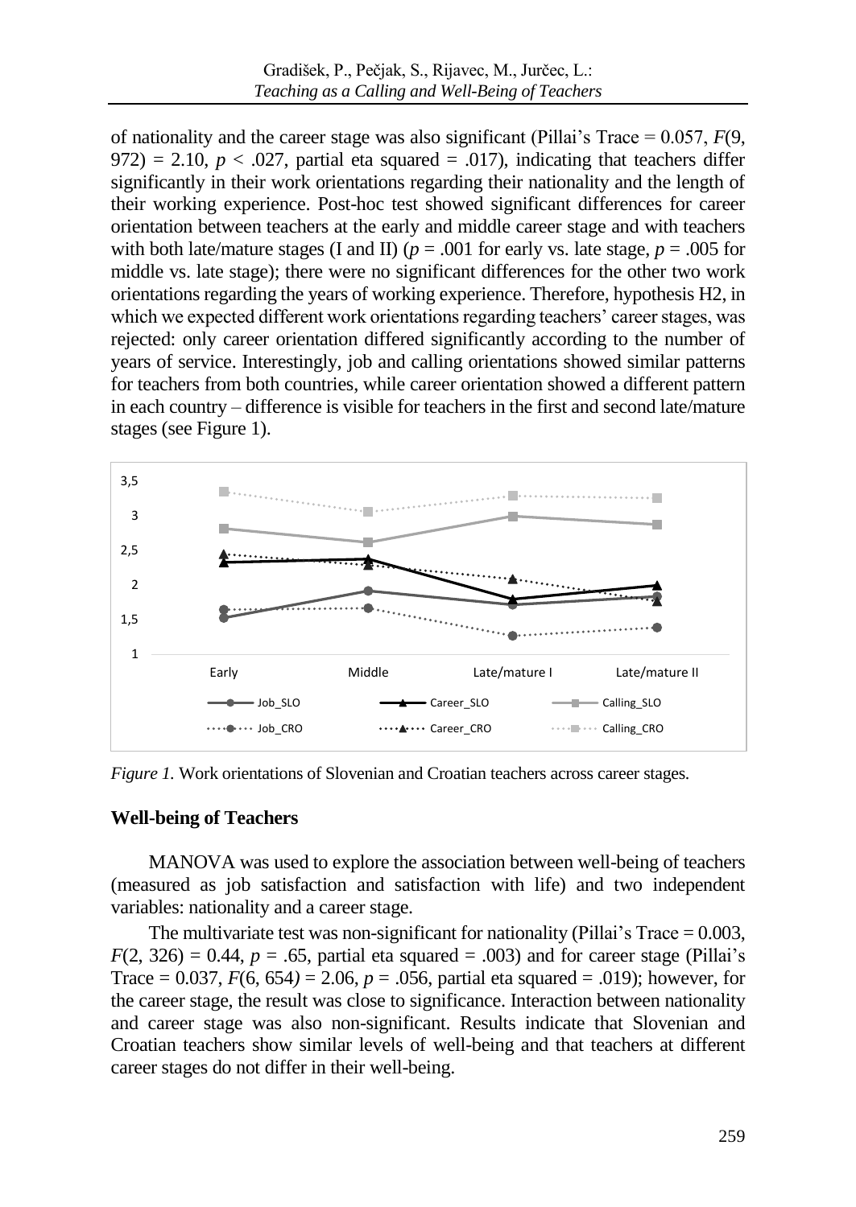of nationality and the career stage was also significant (Pillai's Trace = 0.057, $F(9, 972) = 2.10$, $p < .027$, partial eta squared = .017), indicating that teachers differ significantly in their work orientations regarding their nationality and the length of their working experience. Post-hoc test showed significant differences for career orientation between teachers at the early and middle career stage and with teachers with both late/mature stages (I and II) ($p = .001$ for early vs. late stage, $p = .005$ for middle vs. late stage); there were no significant differences for the other two work orientations regarding the years of working experience. Therefore, hypothesis H2, in which we expected different work orientations regarding teachers' career stages, was rejected: only career orientation differed significantly according to the number of years of service. Interestingly, job and calling orientations showed similar patterns for teachers from both countries, while career orientation showed a different pattern in each country – difference is visible for teachers in the first and second late/mature stages (see Figure 1).

*Figure 1.* Work orientations of Slovenian and Croatian teachers across career stages.

## Well-being of Teachers

MANOVA was used to explore the association between well-being of teachers (measured as job satisfaction and satisfaction with life) and two independent variables: nationality and a career stage.

The multivariate test was non-significant for nationality (Pillai's Trace = 0.003, $F(2, 326) = 0.44$, $p = .65$, partial eta squared = .003) and for career stage (Pillai's Trace = 0.037, $F(6, 654) = 2.06$, $p = .056$, partial eta squared = .019); however, for the career stage, the result was close to significance. Interaction between nationality and career stage was also non-significant. Results indicate that Slovenian and Croatian teachers show similar levels of well-being and that teachers at different career stages do not differ in their well-being.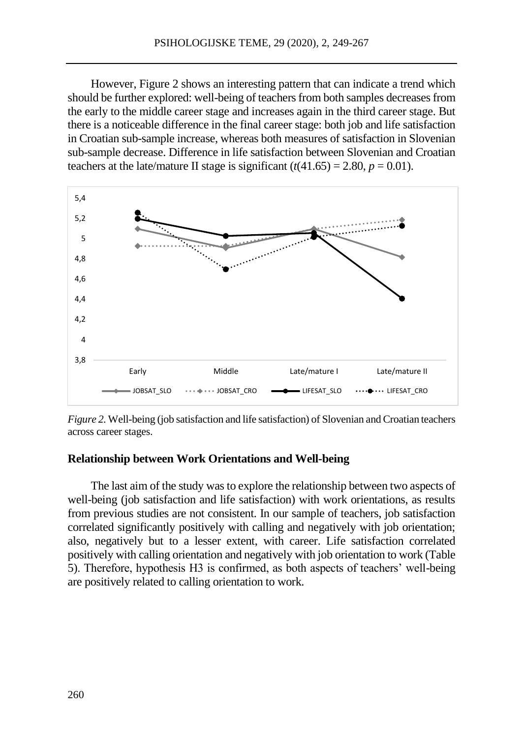However, Figure 2 shows an interesting pattern that can indicate a trend which should be further explored: well-being of teachers from both samples decreases from the early to the middle career stage and increases again in the third career stage. But there is a noticeable difference in the final career stage: both job and life satisfaction in Croatian sub-sample increase, whereas both measures of satisfaction in Slovenian sub-sample decrease. Difference in life satisfaction between Slovenian and Croatian teachers at the late/mature II stage is significant ($t(41.65) = 2.80$, $p = 0.01$).

*Figure 2.* Well-being (job satisfaction and life satisfaction) of Slovenian and Croatian teachers across career stages.

### Relationship between Work Orientations and Well-being

The last aim of the study was to explore the relationship between two aspects of well-being (job satisfaction and life satisfaction) with work orientations, as results from previous studies are not consistent. In our sample of teachers, job satisfaction correlated significantly positively with calling and negatively with job orientation; also, negatively but to a lesser extent, with career. Life satisfaction correlated positively with calling orientation and negatively with job orientation to work (Table 5). Therefore, hypothesis H3 is confirmed, as both aspects of teachers' well-being are positively related to calling orientation to work.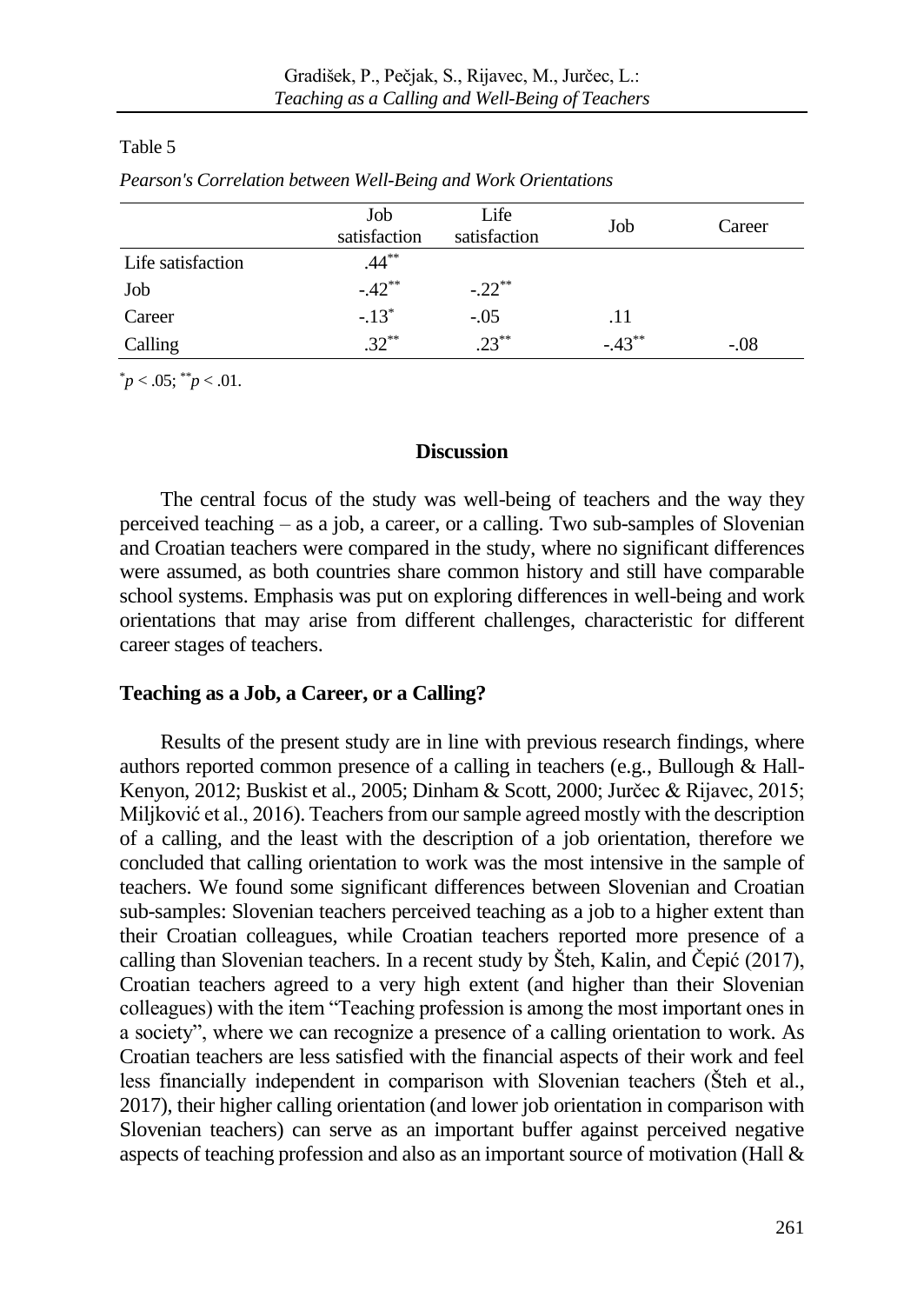Table 5

*Pearson's Correlation between Well-Being and Work Orientations*

| | Job satisfaction | Life satisfaction | Job | Career |
|---|---|---|---|---|
| Life satisfaction | .44** | | | |
| Job | -.42** | -.22** | | |
| Career | -.13* | -.05 | .11 | |
| Calling | .32** | .23** | -.43** | -.08 |

*$p < .05$; **$p < .01$.

## Discussion

The central focus of the study was well-being of teachers and the way they perceived teaching – as a job, a career, or a calling. Two sub-samples of Slovenian and Croatian teachers were compared in the study, where no significant differences were assumed, as both countries share common history and still have comparable school systems. Emphasis was put on exploring differences in well-being and work orientations that may arise from different challenges, characteristic for different career stages of teachers.

### Teaching as a Job, a Career, or a Calling?

Results of the present study are in line with previous research findings, where authors reported common presence of a calling in teachers (e.g., Bullough & Hall-Kenyon, 2012; Buskist et al., 2005; Dinham & Scott, 2000; Jurčec & Rijavec, 2015; Miljković et al., 2016). Teachers from our sample agreed mostly with the description of a calling, and the least with the description of a job orientation, therefore we concluded that calling orientation to work was the most intensive in the sample of teachers. We found some significant differences between Slovenian and Croatian sub-samples: Slovenian teachers perceived teaching as a job to a higher extent than their Croatian colleagues, while Croatian teachers reported more presence of a calling than Slovenian teachers. In a recent study by Šteh, Kalin, and Čepić (2017), Croatian teachers agreed to a very high extent (and higher than their Slovenian colleagues) with the item "Teaching profession is among the most important ones in a society", where we can recognize a presence of a calling orientation to work. As Croatian teachers are less satisfied with the financial aspects of their work and feel less financially independent in comparison with Slovenian teachers (Šteh et al., 2017), their higher calling orientation (and lower job orientation in comparison with Slovenian teachers) can serve as an important buffer against perceived negative aspects of teaching profession and also as an important source of motivation (Hall &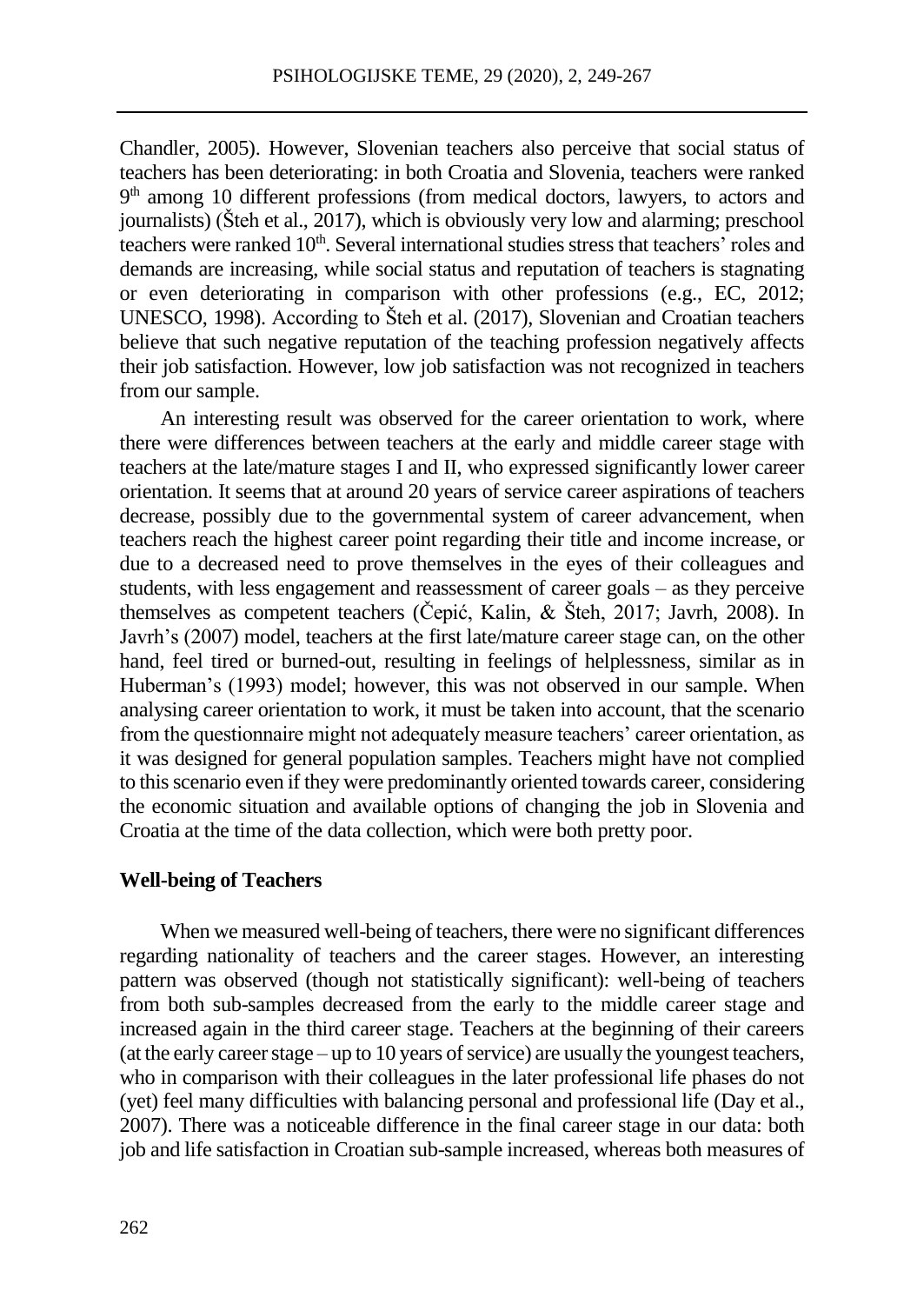Chandler, 2005). However, Slovenian teachers also perceive that social status of teachers has been deteriorating: in both Croatia and Slovenia, teachers were ranked 9th among 10 different professions (from medical doctors, lawyers, to actors and journalists) (Šteh et al., 2017), which is obviously very low and alarming; preschool teachers were ranked 10th. Several international studies stress that teachers' roles and demands are increasing, while social status and reputation of teachers is stagnating or even deteriorating in comparison with other professions (e.g., EC, 2012; UNESCO, 1998). According to Šteh et al. (2017), Slovenian and Croatian teachers believe that such negative reputation of the teaching profession negatively affects their job satisfaction. However, low job satisfaction was not recognized in teachers from our sample.

An interesting result was observed for the career orientation to work, where there were differences between teachers at the early and middle career stage with teachers at the late/mature stages I and II, who expressed significantly lower career orientation. It seems that at around 20 years of service career aspirations of teachers decrease, possibly due to the governmental system of career advancement, when teachers reach the highest career point regarding their title and income increase, or due to a decreased need to prove themselves in the eyes of their colleagues and students, with less engagement and reassessment of career goals – as they perceive themselves as competent teachers (Čepić, Kalin, & Šteh, 2017; Javrh, 2008). In Javrh's (2007) model, teachers at the first late/mature career stage can, on the other hand, feel tired or burned-out, resulting in feelings of helplessness, similar as in Huberman's (1993) model; however, this was not observed in our sample. When analysing career orientation to work, it must be taken into account, that the scenario from the questionnaire might not adequately measure teachers' career orientation, as it was designed for general population samples. Teachers might have not complied to this scenario even if they were predominantly oriented towards career, considering the economic situation and available options of changing the job in Slovenia and Croatia at the time of the data collection, which were both pretty poor.

### Well-being of Teachers

When we measured well-being of teachers, there were no significant differences regarding nationality of teachers and the career stages. However, an interesting pattern was observed (though not statistically significant): well-being of teachers from both sub-samples decreased from the early to the middle career stage and increased again in the third career stage. Teachers at the beginning of their careers (at the early career stage – up to 10 years of service) are usually the youngest teachers, who in comparison with their colleagues in the later professional life phases do not (yet) feel many difficulties with balancing personal and professional life (Day et al., 2007). There was a noticeable difference in the final career stage in our data: both job and life satisfaction in Croatian sub-sample increased, whereas both measures of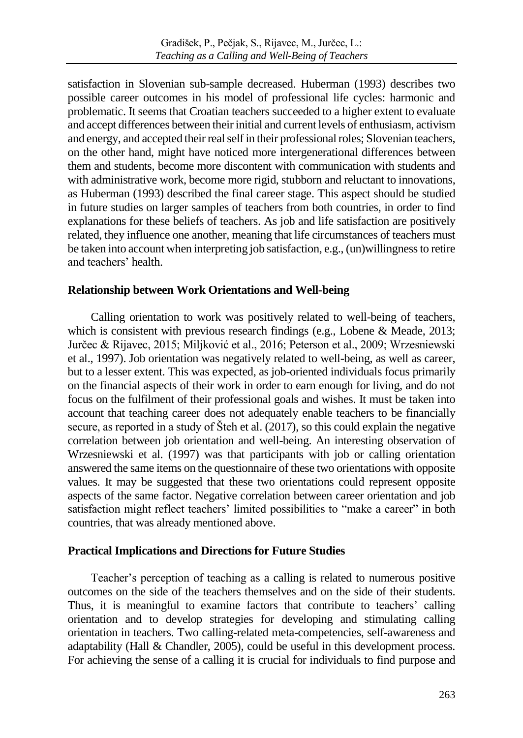satisfaction in Slovenian sub-sample decreased. Huberman (1993) describes two possible career outcomes in his model of professional life cycles: harmonic and problematic. It seems that Croatian teachers succeeded to a higher extent to evaluate and accept differences between their initial and current levels of enthusiasm, activism and energy, and accepted their real self in their professional roles; Slovenian teachers, on the other hand, might have noticed more intergenerational differences between them and students, become more discontent with communication with students and with administrative work, become more rigid, stubborn and reluctant to innovations, as Huberman (1993) described the final career stage. This aspect should be studied in future studies on larger samples of teachers from both countries, in order to find explanations for these beliefs of teachers. As job and life satisfaction are positively related, they influence one another, meaning that life circumstances of teachers must be taken into account when interpreting job satisfaction, e.g., (un)willingness to retire and teachers' health.

### Relationship between Work Orientations and Well-being

Calling orientation to work was positively related to well-being of teachers, which is consistent with previous research findings (e.g., Lobene & Meade, 2013; Jurčec & Rijavec, 2015; Miljković et al., 2016; Peterson et al., 2009; Wrzesniewski et al., 1997). Job orientation was negatively related to well-being, as well as career, but to a lesser extent. This was expected, as job-oriented individuals focus primarily on the financial aspects of their work in order to earn enough for living, and do not focus on the fulfilment of their professional goals and wishes. It must be taken into account that teaching career does not adequately enable teachers to be financially secure, as reported in a study of Šteh et al. (2017), so this could explain the negative correlation between job orientation and well-being. An interesting observation of Wrzesniewski et al. (1997) was that participants with job or calling orientation answered the same items on the questionnaire of these two orientations with opposite values. It may be suggested that these two orientations could represent opposite aspects of the same factor. Negative correlation between career orientation and job satisfaction might reflect teachers' limited possibilities to "make a career" in both countries, that was already mentioned above.

### Practical Implications and Directions for Future Studies

Teacher's perception of teaching as a calling is related to numerous positive outcomes on the side of the teachers themselves and on the side of their students. Thus, it is meaningful to examine factors that contribute to teachers' calling orientation and to develop strategies for developing and stimulating calling orientation in teachers. Two calling-related meta-competencies, self-awareness and adaptability (Hall & Chandler, 2005), could be useful in this development process. For achieving the sense of a calling it is crucial for individuals to find purpose and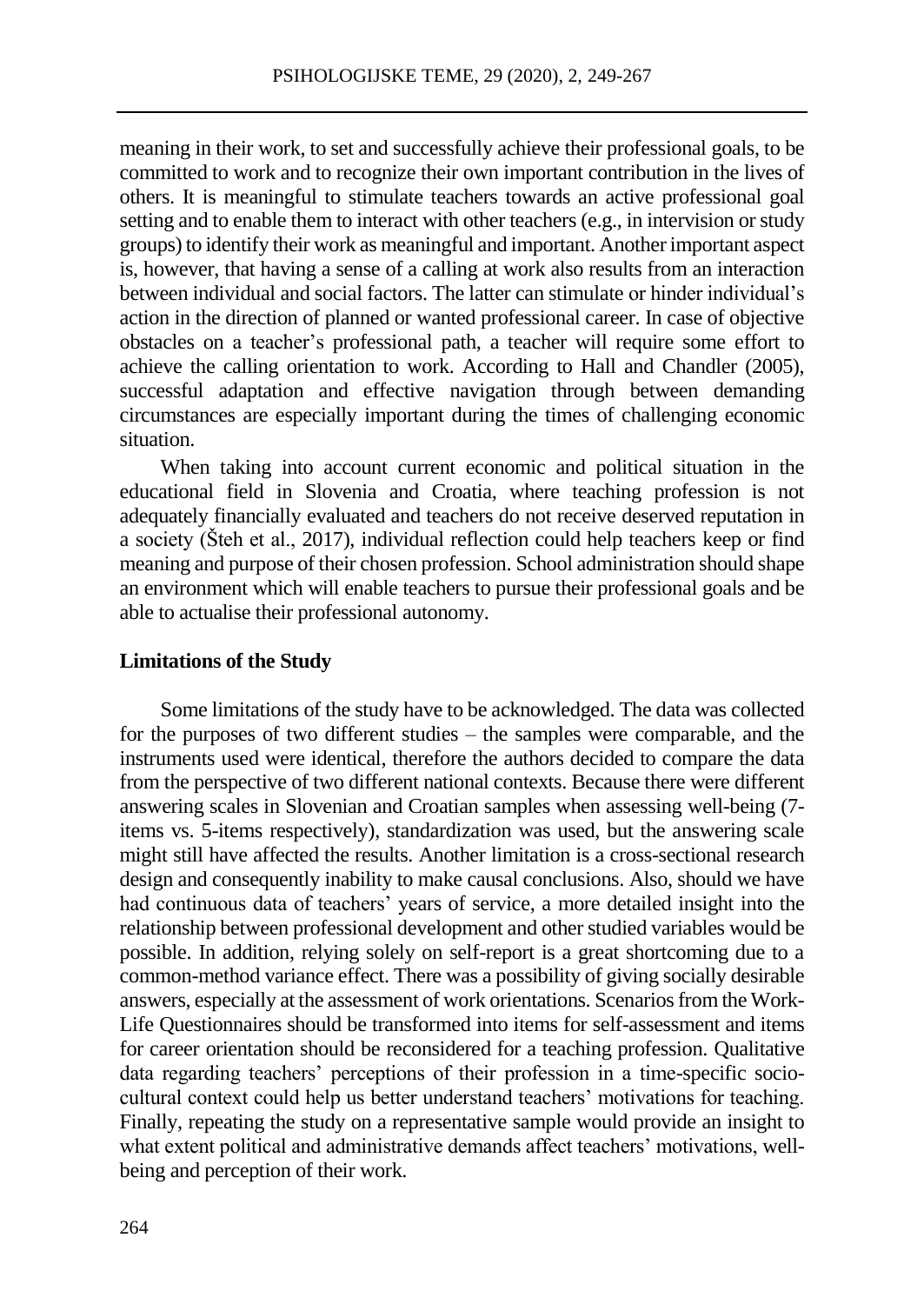meaning in their work, to set and successfully achieve their professional goals, to be committed to work and to recognize their own important contribution in the lives of others. It is meaningful to stimulate teachers towards an active professional goal setting and to enable them to interact with other teachers (e.g., in intervision or study groups) to identify their work as meaningful and important. Another important aspect is, however, that having a sense of a calling at work also results from an interaction between individual and social factors. The latter can stimulate or hinder individual's action in the direction of planned or wanted professional career. In case of objective obstacles on a teacher's professional path, a teacher will require some effort to achieve the calling orientation to work. According to Hall and Chandler (2005), successful adaptation and effective navigation through between demanding circumstances are especially important during the times of challenging economic situation.

When taking into account current economic and political situation in the educational field in Slovenia and Croatia, where teaching profession is not adequately financially evaluated and teachers do not receive deserved reputation in a society (Šteh et al., 2017), individual reflection could help teachers keep or find meaning and purpose of their chosen profession. School administration should shape an environment which will enable teachers to pursue their professional goals and be able to actualise their professional autonomy.

## Limitations of the Study

Some limitations of the study have to be acknowledged. The data was collected for the purposes of two different studies – the samples were comparable, and the instruments used were identical, therefore the authors decided to compare the data from the perspective of two different national contexts. Because there were different answering scales in Slovenian and Croatian samples when assessing well-being (7-items vs. 5-items respectively), standardization was used, but the answering scale might still have affected the results. Another limitation is a cross-sectional research design and consequently inability to make causal conclusions. Also, should we have had continuous data of teachers' years of service, a more detailed insight into the relationship between professional development and other studied variables would be possible. In addition, relying solely on self-report is a great shortcoming due to a common-method variance effect. There was a possibility of giving socially desirable answers, especially at the assessment of work orientations. Scenarios from the Work-Life Questionnaires should be transformed into items for self-assessment and items for career orientation should be reconsidered for a teaching profession. Qualitative data regarding teachers' perceptions of their profession in a time-specific socio-cultural context could help us better understand teachers' motivations for teaching. Finally, repeating the study on a representative sample would provide an insight to what extent political and administrative demands affect teachers' motivations, well-being and perception of their work.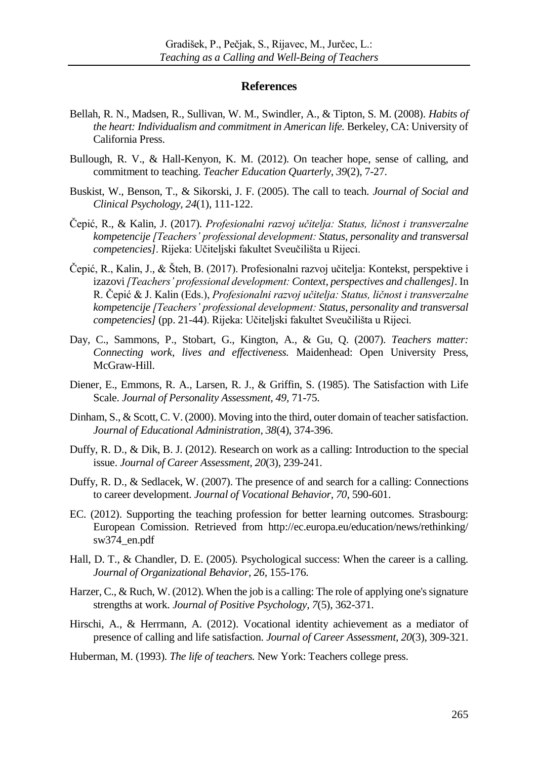## References

Bellah, R. N., Madsen, R., Sullivan, W. M., Swindler, A., & Tipton, S. M. (2008). *Habits of the heart: Individualism and commitment in American life.* Berkeley, CA: University of California Press.

Bullough, R. V., & Hall-Kenyon, K. M. (2012). On teacher hope, sense of calling, and commitment to teaching. *Teacher Education Quarterly*, *39*(2), 7-27.

Buskist, W., Benson, T., & Sikorski, J. F. (2005). The call to teach. *Journal of Social and Clinical Psychology, 24*(1), 111-122.

Čepić, R., & Kalin, J. (2017). *Profesionalni razvoj učitelja: Status, ličnost i transverzalne kompetencije [Teachers' professional development: Status, personality and transversal competencies]*. Rijeka: Učiteljski fakultet Sveučilišta u Rijeci.

Čepić, R., Kalin, J., & Šteh, B. (2017). Profesionalni razvoj učitelja: Kontekst, perspektive i izazovi *[Teachers' professional development: Context, perspectives and challenges]*. In R. Čepić & J. Kalin (Eds.), *Profesionalni razvoj učitelja: Status, ličnost i transverzalne kompetencije [Teachers' professional development: Status, personality and transversal competencies]* (pp. 21-44). Rijeka: Učiteljski fakultet Sveučilišta u Rijeci.

Day, C., Sammons, P., Stobart, G., Kington, A., & Gu, Q. (2007). *Teachers matter: Connecting work, lives and effectiveness.* Maidenhead: Open University Press, McGraw-Hill.

Diener, E., Emmons, R. A., Larsen, R. J., & Griffin, S. (1985). The Satisfaction with Life Scale. *Journal of Personality Assessment*, *49*, 71-75.

Dinham, S., & Scott, C. V. (2000). Moving into the third, outer domain of teacher satisfaction. *Journal of Educational Administration*, *38*(4), 374-396.

Duffy, R. D., & Dik, B. J. (2012). Research on work as a calling: Introduction to the special issue. *Journal of Career Assessment*, *20*(3), 239-241.

Duffy, R. D., & Sedlacek, W. (2007). The presence of and search for a calling: Connections to career development. *Journal of Vocational Behavior*, *70*, 590-601.

EC. (2012). Supporting the teaching profession for better learning outcomes. Strasbourg: European Comission. Retrieved from http://ec.europa.eu/education/news/rethinking/sw374_en.pdf

Hall, D. T., & Chandler, D. E. (2005). Psychological success: When the career is a calling. *Journal of Organizational Behavior*, *26*, 155-176.

Harzer, C., & Ruch, W. (2012). When the job is a calling: The role of applying one's signature strengths at work. *Journal of Positive Psychology*, *7*(5), 362-371.

Hirschi, A., & Herrmann, A. (2012). Vocational identity achievement as a mediator of presence of calling and life satisfaction. *Journal of Career Assessment*, *20*(3), 309-321.

Huberman, M. (1993). *The life of teachers.* New York: Teachers college press.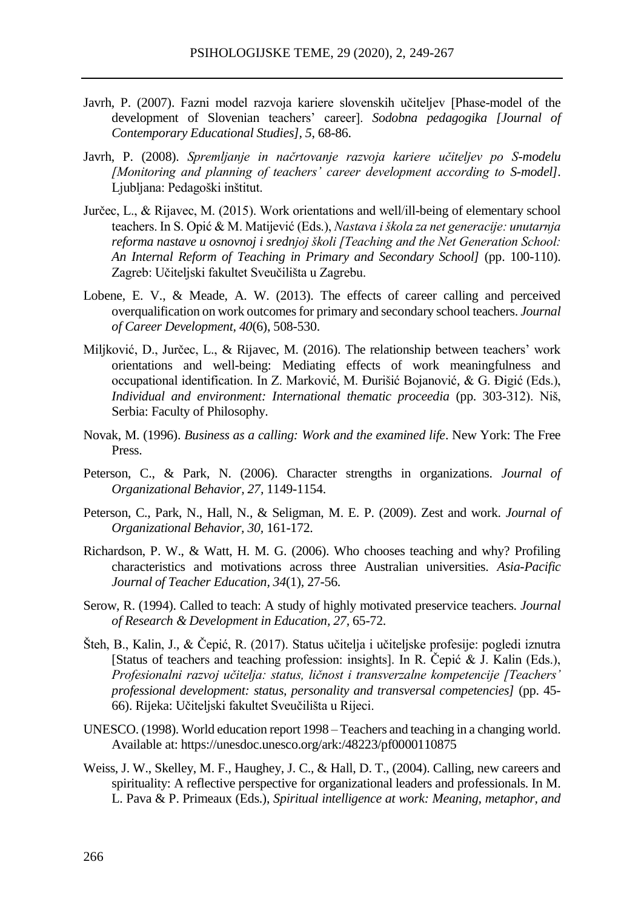Javrh, P. (2007). Fazni model razvoja kariere slovenskih učiteljev [Phase-model of the development of Slovenian teachers' career]. *Sodobna pedagogika [Journal of Contemporary Educational Studies]*, *5*, 68-86.

Javrh, P. (2008). *Spremljanje in načrtovanje razvoja kariere učiteljev po S-modelu [Monitoring and planning of teachers' career development according to S-model]*. Ljubljana: Pedagoški inštitut.

Jurčec, L., & Rijavec, M. (2015). Work orientations and well/ill-being of elementary school teachers. In S. Opić & M. Matijević (Eds.), *Nastava i škola za net generacije: unutarnja reforma nastave u osnovnoj i srednjoj školi [Teaching and the Net Generation School: An Internal Reform of Teaching in Primary and Secondary School]* (pp. 100-110). Zagreb: Učiteljski fakultet Sveučilišta u Zagrebu.

Lobene, E. V., & Meade, A. W. (2013). The effects of career calling and perceived overqualification on work outcomes for primary and secondary school teachers. *Journal of Career Development, 40*(6), 508-530.

Miljković, D., Jurčec, L., & Rijavec, M. (2016). The relationship between teachers' work orientations and well-being: Mediating effects of work meaningfulness and occupational identification. In Z. Marković, M. Đurišić Bojanović, & G. Đigić (Eds.), *Individual and environment: International thematic proceedia* (pp. 303-312). Niš, Serbia: Faculty of Philosophy.

Novak, M. (1996). *Business as a calling: Work and the examined life*. New York: The Free Press.

Peterson, C., & Park, N. (2006). Character strengths in organizations. *Journal of Organizational Behavior, 27*, 1149-1154.

Peterson, C., Park, N., Hall, N., & Seligman, M. E. P. (2009). Zest and work. *Journal of Organizational Behavior, 30*, 161-172.

Richardson, P. W., & Watt, H. M. G. (2006). Who chooses teaching and why? Profiling characteristics and motivations across three Australian universities. *Asia-Pacific Journal of Teacher Education, 34*(1), 27-56.

Serow, R. (1994). Called to teach: A study of highly motivated preservice teachers. *Journal of Research & Development in Education, 27*, 65-72.

Šteh, B., Kalin, J., & Čepić, R. (2017). Status učitelja i učiteljske profesije: pogledi iznutra [Status of teachers and teaching profession: insights]. In R. Čepić & J. Kalin (Eds.), *Profesionalni razvoj učitelja: status, ličnost i transverzalne kompetencije [Teachers' professional development: status, personality and transversal competencies]* (pp. 45-66). Rijeka: Učiteljski fakultet Sveučilišta u Rijeci.

UNESCO. (1998). World education report 1998 – Teachers and teaching in a changing world. Available at: https://unesdoc.unesco.org/ark:/48223/pf0000110875

Weiss, J. W., Skelley, M. F., Haughey, J. C., & Hall, D. T., (2004). Calling, new careers and spirituality: A reflective perspective for organizational leaders and professionals. In M. L. Pava & P. Primeaux (Eds.), *Spiritual intelligence at work: Meaning, metaphor, and*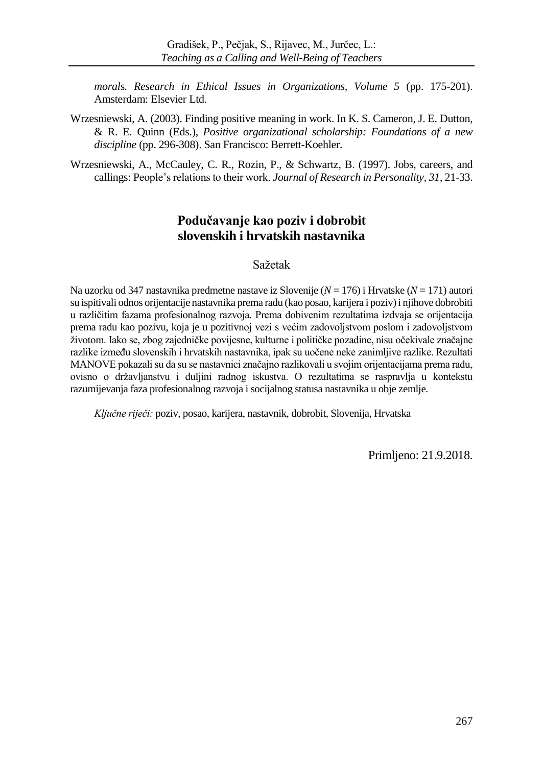*morals. Research in Ethical Issues in Organizations, Volume 5* (pp. 175-201). Amsterdam: Elsevier Ltd.

Wrzesniewski, A. (2003). Finding positive meaning in work. In K. S. Cameron, J. E. Dutton, & R. E. Quinn (Eds.), *Positive organizational scholarship: Foundations of a new discipline* (pp. 296-308). San Francisco: Berrett-Koehler.

Wrzesniewski, A., McCauley, C. R., Rozin, P., & Schwartz, B. (1997). Jobs, careers, and callings: People's relations to their work. *Journal of Research in Personality, 31*, 21-33.

## Podučavanje kao poziv i dobrobit slovenskih i hrvatskih nastavnika

### Sažetak

Na uzorku od 347 nastavnika predmetne nastave iz Slovenije (*N* = 176) i Hrvatske (*N* = 171) autori su ispitivali odnos orijentacije nastavnika prema radu (kao posao, karijera i poziv) i njihove dobrobiti u različitim fazama profesionalnog razvoja. Prema dobivenim rezultatima izdvaja se orijentacija prema radu kao pozivu, koja je u pozitivnoj vezi s većim zadovoljstvom poslom i zadovoljstvom životom. Iako se, zbog zajedničke povijesne, kulturne i političke pozadine, nisu očekivale značajne razlike između slovenskih i hrvatskih nastavnika, ipak su uočene neke zanimljive razlike. Rezultati MANOVE pokazali su da su se nastavnici značajno razlikovali u svojim orijentacijama prema radu, ovisno o državljanstvu i duljini radnog iskustva. O rezultatima se raspravlja u kontekstu razumijevanja faza profesionalnog razvoja i socijalnog statusa nastavnika u obje zemlje.

*Ključne riječi:* poziv, posao, karijera, nastavnik, dobrobit, Slovenija, Hrvatska

Primljeno: 21.9.2018.